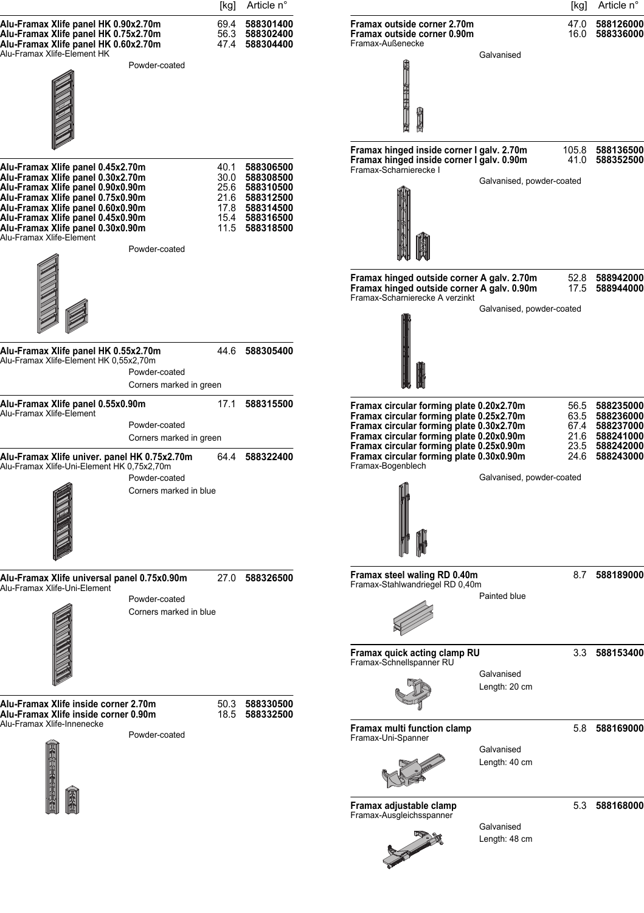| | [kg] | Article n° |
|---|---|---|
| **Alu-Framax Xlife panel HK 0.90x2.70m** | 69.4 | **588301400** |
| **Alu-Framax Xlife panel HK 0.75x2.70m** | 56.3 | **588302400** |
| **Alu-Framax Xlife panel HK 0.60x2.70m** | 47.4 | **588304400** |

Alu-Framax Xlife-Element HK

Powder-coated

| | [kg] | Article n° |
|---|---|---|
| **Alu-Framax Xlife panel 0.45x2.70m** | 40.1 | **588306500** |
| **Alu-Framax Xlife panel 0.30x2.70m** | 30.0 | **588308500** |
| **Alu-Framax Xlife panel 0.90x0.90m** | 25.6 | **588310500** |
| **Alu-Framax Xlife panel 0.75x0.90m** | 21.6 | **588312500** |
| **Alu-Framax Xlife panel 0.60x0.90m** | 17.8 | **588314500** |
| **Alu-Framax Xlife panel 0.45x0.90m** | 15.4 | **588316500** |
| **Alu-Framax Xlife panel 0.30x0.90m** | 11.5 | **588318500** |

Alu-Framax Xlife-Element

Powder-coated

| | [kg] | Article n° |
|---|---|---|
| **Alu-Framax Xlife panel HK 0.55x2.70m** | 44.6 | **588305400** |

Alu-Framax Xlife-Element HK 0,55x2,70m

Powder-coated

Corners marked in green

| | [kg] | Article n° |
|---|---|---|
| **Alu-Framax Xlife panel 0.55x0.90m** | 17.1 | **588315500** |

Alu-Framax Xlife-Element

Powder-coated

Corners marked in green

| | [kg] | Article n° |
|---|---|---|
| **Alu-Framax Xlife univer. panel HK 0.75x2.70m** | 64.4 | **588322400** |

Alu-Framax Xlife-Uni-Element HK 0,75x2,70m

Powder-coated

Corners marked in blue

| | [kg] | Article n° |
|---|---|---|
| **Alu-Framax Xlife universal panel 0.75x0.90m** | 27.0 | **588326500** |

Alu-Framax Xlife-Uni-Element

Powder-coated

Corners marked in blue

| | [kg] | Article n° |
|---|---|---|
| **Alu-Framax Xlife inside corner 2.70m** | 50.3 | **588330500** |
| **Alu-Framax Xlife inside corner 0.90m** | 18.5 | **588332500** |

Alu-Framax Xlife-Innenecke

Powder-coated

| | [kg] | Article n° |
|---|---|---|
| **Framax outside corner 2.70m** | 47.0 | **588126000** |
| **Framax outside corner 0.90m** | 16.0 | **588336000** |

Framax-Außenecke

Galvanised

| | [kg] | Article n° |
|---|---|---|
| **Framax hinged inside corner I galv. 2.70m** | 105.8 | **588136500** |
| **Framax hinged inside corner I galv. 0.90m** | 41.0 | **588352500** |

Framax-Scharnierecke I

Galvanised, powder-coated

| | [kg] | Article n° |
|---|---|---|
| **Framax hinged outside corner A galv. 2.70m** | 52.8 | **588942000** |
| **Framax hinged outside corner A galv. 0.90m** | 17.5 | **588944000** |

Framax-Scharnierecke A verzinkt

Galvanised, powder-coated

| | [kg] | Article n° |
|---|---|---|
| **Framax circular forming plate 0.20x2.70m** | 56.5 | **588235000** |
| **Framax circular forming plate 0.25x2.70m** | 63.5 | **588236000** |
| **Framax circular forming plate 0.30x2.70m** | 67.4 | **588237000** |
| **Framax circular forming plate 0.20x0.90m** | 21.6 | **588241000** |
| **Framax circular forming plate 0.25x0.90m** | 23.5 | **588242000** |
| **Framax circular forming plate 0.30x0.90m** | 24.6 | **588243000** |

Framax-Bogenblech

Galvanised, powder-coated

| | [kg] | Article n° |
|---|---|---|
| **Framax steel waling RD 0.40m** | 8.7 | **588189000** |

Framax-Stahlwandriegel RD 0,40m

Painted blue

| | [kg] | Article n° |
|---|---|---|
| **Framax quick acting clamp RU** | 3.3 | **588153400** |

Framax-Schnellspanner RU

Galvanised

Length: 20 cm

| | [kg] | Article n° |
|---|---|---|
| **Framax multi function clamp** | 5.8 | **588169000** |

Framax-Uni-Spanner

Galvanised

Length: 40 cm

| | [kg] | Article n° |
|---|---|---|
| **Framax adjustable clamp** | 5.3 | **588168000** |

Framax-Ausgleichsspanner

Galvanised

Length: 48 cm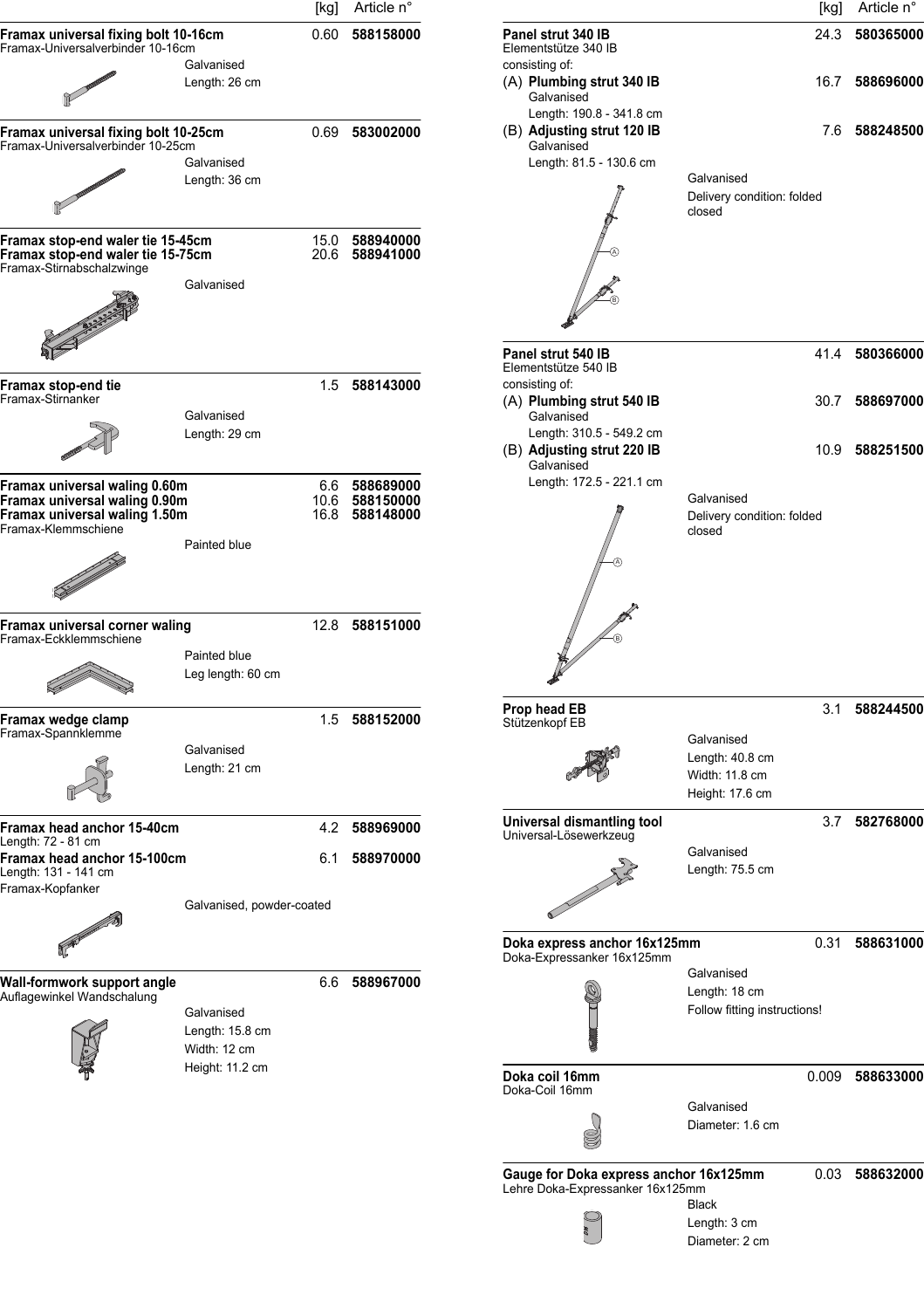| | [kg] | Article n° |
|---|---|---|
| **Framax universal fixing bolt 10-16cm**<br>Framax-Universalverbinder 10-16cm<br>Galvanised<br>Length: 26 cm | 0.60 | **588158000** |
| **Framax universal fixing bolt 10-25cm**<br>Framax-Universalverbinder 10-25cm<br>Galvanised<br>Length: 36 cm | 0.69 | **583002000** |
| **Framax stop-end waler tie 15-45cm** | 15.0 | **588940000** |
| **Framax stop-end waler tie 15-75cm**<br>Framax-Stirnabschalzwinge<br>Galvanised | 20.6 | **588941000** |
| **Framax stop-end tie**<br>Framax-Stirnanker<br>Galvanised<br>Length: 29 cm | 1.5 | **588143000** |
| **Framax universal waling 0.60m** | 6.6 | **588689000** |
| **Framax universal waling 0.90m** | 10.6 | **588150000** |
| **Framax universal waling 1.50m**<br>Framax-Klemmschiene<br>Painted blue | 16.8 | **588148000** |
| **Framax universal corner waling**<br>Framax-Eckklemmschiene<br>Painted blue<br>Leg length: 60 cm | 12.8 | **588151000** |
| **Framax wedge clamp**<br>Framax-Spannklemme<br>Galvanised<br>Length: 21 cm | 1.5 | **588152000** |
| **Framax head anchor 15-40cm**<br>Length: 72 - 81 cm | 4.2 | **588969000** |
| **Framax head anchor 15-100cm**<br>Length: 131 - 141 cm<br>Framax-Kopfanker<br>Galvanised, powder-coated | 6.1 | **588970000** |
| **Wall-formwork support angle**<br>Auflagewinkel Wandschalung<br>Galvanised<br>Length: 15.8 cm<br>Width: 12 cm<br>Height: 11.2 cm | 6.6 | **588967000** |

| | [kg] | Article n° |
|---|---|---|
| **Panel strut 340 IB**<br>Elementstütze 340 IB<br>consisting of: | 24.3 | **580365000** |
| (A) **Plumbing strut 340 IB**<br>Galvanised<br>Length: 190.8 - 341.8 cm | 16.7 | **588696000** |
| (B) **Adjusting strut 120 IB**<br>Galvanised<br>Length: 81.5 - 130.6 cm<br>Galvanised<br>Delivery condition: folded closed | 7.6 | **588248500** |
| **Panel strut 540 IB**<br>Elementstütze 540 IB<br>consisting of: | 41.4 | **580366000** |
| (A) **Plumbing strut 540 IB**<br>Galvanised<br>Length: 310.5 - 549.2 cm | 30.7 | **588697000** |
| (B) **Adjusting strut 220 IB**<br>Galvanised<br>Length: 172.5 - 221.1 cm<br>Galvanised<br>Delivery condition: folded closed | 10.9 | **588251500** |
| **Prop head EB**<br>Stützenkopf EB<br>Galvanised<br>Length: 40.8 cm<br>Width: 11.8 cm<br>Height: 17.6 cm | 3.1 | **588244500** |
| **Universal dismantling tool**<br>Universal-Lösewerkzeug<br>Galvanised<br>Length: 75.5 cm | 3.7 | **582768000** |
| **Doka express anchor 16x125mm**<br>Doka-Expressanker 16x125mm<br>Galvanised<br>Length: 18 cm<br>Follow fitting instructions! | 0.31 | **588631000** |
| **Doka coil 16mm**<br>Doka-Coil 16mm<br>Galvanised<br>Diameter: 1.6 cm | 0.009 | **588633000** |
| **Gauge for Doka express anchor 16x125mm**<br>Lehre Doka-Expressanker 16x125mm<br>Black<br>Length: 3 cm<br>Diameter: 2 cm | 0.03 | **588632000** |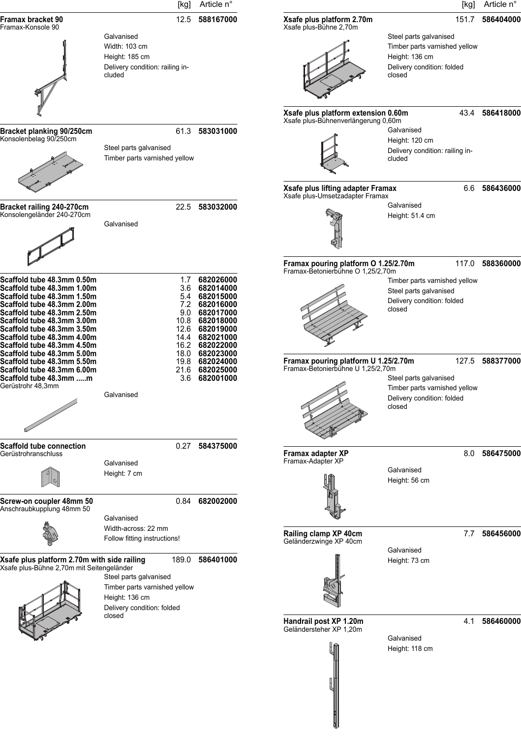| | [kg] | Article n° |
|---|---|---|
| **Framax bracket 90**<br>Framax-Konsole 90<br>Galvanised<br>Width: 103 cm<br>Height: 185 cm<br>Delivery condition: railing included | 12.5 | **588167000** |
| **Bracket planking 90/250cm**<br>Konsolenbelag 90/250cm<br>Steel parts galvanised<br>Timber parts varnished yellow | 61.3 | **583031000** |
| **Bracket railing 240-270cm**<br>Konsolengeländer 240-270cm<br>Galvanised | 22.5 | **583032000** |
| **Scaffold tube 48.3mm 0.50m** | 1.7 | **682026000** |
| **Scaffold tube 48.3mm 1.00m** | 3.6 | **682014000** |
| **Scaffold tube 48.3mm 1.50m** | 5.4 | **682015000** |
| **Scaffold tube 48.3mm 2.00m** | 7.2 | **682016000** |
| **Scaffold tube 48.3mm 2.50m** | 9.0 | **682017000** |
| **Scaffold tube 48.3mm 3.00m** | 10.8 | **682018000** |
| **Scaffold tube 48.3mm 3.50m** | 12.6 | **682019000** |
| **Scaffold tube 48.3mm 4.00m** | 14.4 | **682021000** |
| **Scaffold tube 48.3mm 4.50m** | 16.2 | **682022000** |
| **Scaffold tube 48.3mm 5.00m** | 18.0 | **682023000** |
| **Scaffold tube 48.3mm 5.50m** | 19.8 | **682024000** |
| **Scaffold tube 48.3mm 6.00m** | 21.6 | **682025000** |
| **Scaffold tube 48.3mm .....m**<br>Gerüstrohr 48,3mm<br>Galvanised | 3.6 | **682001000** |
| **Scaffold tube connection**<br>Gerüstrohranschluss<br>Galvanised<br>Height: 7 cm | 0.27 | **584375000** |
| **Screw-on coupler 48mm 50**<br>Anschraubkupplung 48mm 50<br>Galvanised<br>Width-across: 22 mm<br>Follow fitting instructions! | 0.84 | **682002000** |
| **Xsafe plus platform 2.70m with side railing**<br>Xsafe plus-Bühne 2,70m mit Seitengeländer<br>Steel parts galvanised<br>Timber parts varnished yellow<br>Height: 136 cm<br>Delivery condition: folded closed | 189.0 | **586401000** |
| **Xsafe plus platform 2.70m**<br>Xsafe plus-Bühne 2,70m<br>Steel parts galvanised<br>Timber parts varnished yellow<br>Height: 136 cm<br>Delivery condition: folded closed | 151.7 | **586404000** |
| **Xsafe plus platform extension 0.60m**<br>Xsafe plus-Bühnenverlängerung 0,60m<br>Galvanised<br>Height: 120 cm<br>Delivery condition: railing included | 43.4 | **586418000** |
| **Xsafe plus lifting adapter Framax**<br>Xsafe plus-Umsetzadapter Framax<br>Galvanised<br>Height: 51.4 cm | 6.6 | **586436000** |
| **Framax pouring platform O 1.25/2.70m**<br>Framax-Betonierbühne O 1,25/2,70m<br>Timber parts varnished yellow<br>Steel parts galvanised<br>Delivery condition: folded closed | 117.0 | **588360000** |
| **Framax pouring platform U 1.25/2.70m**<br>Framax-Betonierbühne U 1,25/2,70m<br>Steel parts galvanised<br>Timber parts varnished yellow<br>Delivery condition: folded closed | 127.5 | **588377000** |
| **Framax adapter XP**<br>Framax-Adapter XP<br>Galvanised<br>Height: 56 cm | 8.0 | **586475000** |
| **Railing clamp XP 40cm**<br>Geländerzwinge XP 40cm<br>Galvanised<br>Height: 73 cm | 7.7 | **586456000** |
| **Handrail post XP 1.20m**<br>Geländersteher XP 1,20m<br>Galvanised<br>Height: 118 cm | 4.1 | **586460000** |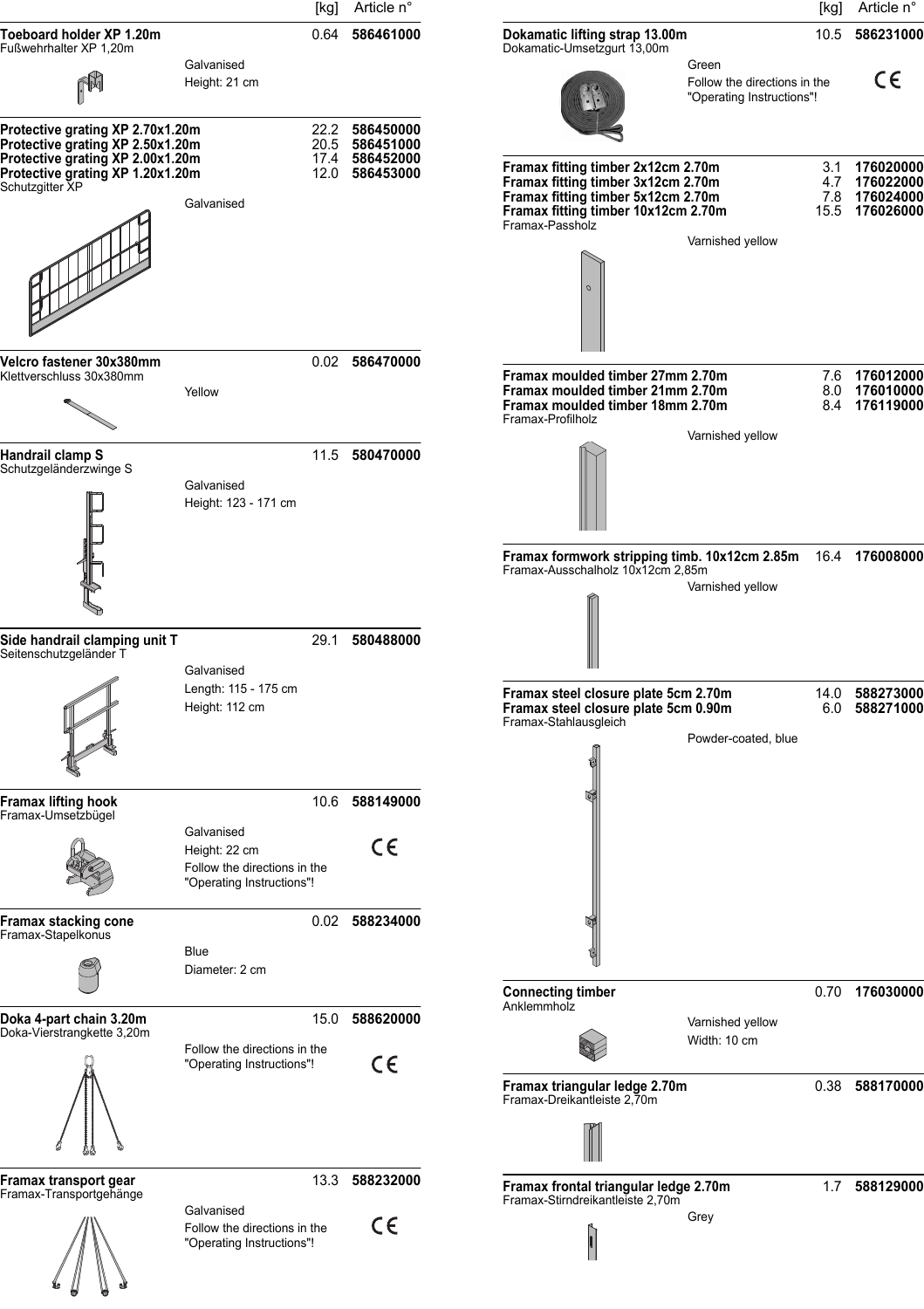| | [kg] | Article n° |
|---|---|---|
| **Toeboard holder XP 1.20m**<br>Fußwehrhalter XP 1,20m<br>Galvanised<br>Height: 21 cm | 0.64 | **586461000** |
| **Protective grating XP 2.70x1.20m** | 22.2 | **586450000** |
| **Protective grating XP 2.50x1.20m** | 20.5 | **586451000** |
| **Protective grating XP 2.00x1.20m** | 17.4 | **586452000** |
| **Protective grating XP 1.20x1.20m**<br>Schutzgitter XP<br>Galvanised | 12.0 | **586453000** |
| **Velcro fastener 30x380mm**<br>Klettverschluss 30x380mm<br>Yellow | 0.02 | **586470000** |
| **Handrail clamp S**<br>Schutzgeländerzwinge S<br>Galvanised<br>Height: 123 - 171 cm | 11.5 | **580470000** |
| **Side handrail clamping unit T**<br>Seitenschutzgeländer T<br>Galvanised<br>Length: 115 - 175 cm<br>Height: 112 cm | 29.1 | **580488000** |
| **Framax lifting hook**<br>Framax-Umsetzbügel<br>Galvanised<br>Height: 22 cm<br>Follow the directions in the "Operating Instructions"! CE | 10.6 | **588149000** |
| **Framax stacking cone**<br>Framax-Stapelkonus<br>Blue<br>Diameter: 2 cm | 0.02 | **588234000** |
| **Doka 4-part chain 3.20m**<br>Doka-Vierstrangkette 3,20m<br>Follow the directions in the "Operating Instructions"! CE | 15.0 | **588620000** |
| **Framax transport gear**<br>Framax-Transportgehänge<br>Galvanised<br>Follow the directions in the "Operating Instructions"! CE | 13.3 | **588232000** |
| **Dokamatic lifting strap 13.00m**<br>Dokamatic-Umsetzgurt 13,00m<br>Green<br>Follow the directions in the "Operating Instructions"! CE | 10.5 | **586231000** |
| **Framax fitting timber 2x12cm 2.70m** | 3.1 | **176020000** |
| **Framax fitting timber 3x12cm 2.70m** | 4.7 | **176022000** |
| **Framax fitting timber 5x12cm 2.70m** | 7.8 | **176024000** |
| **Framax fitting timber 10x12cm 2.70m**<br>Framax-Passholz<br>Varnished yellow | 15.5 | **176026000** |
| **Framax moulded timber 27mm 2.70m** | 7.6 | **176012000** |
| **Framax moulded timber 21mm 2.70m** | 8.0 | **176010000** |
| **Framax moulded timber 18mm 2.70m**<br>Framax-Profilholz<br>Varnished yellow | 8.4 | **176119000** |
| **Framax formwork stripping timb. 10x12cm 2.85m**<br>Framax-Ausschalholz 10x12cm 2,85m<br>Varnished yellow | 16.4 | **176008000** |
| **Framax steel closure plate 5cm 2.70m** | 14.0 | **588273000** |
| **Framax steel closure plate 5cm 0.90m**<br>Framax-Stahlausgleich<br>Powder-coated, blue | 6.0 | **588271000** |
| **Connecting timber**<br>Anklemmholz<br>Varnished yellow<br>Width: 10 cm | 0.70 | **176030000** |
| **Framax triangular ledge 2.70m**<br>Framax-Dreikantleiste 2,70m | 0.38 | **588170000** |
| **Framax frontal triangular ledge 2.70m**<br>Framax-Stirndreikantleiste 2,70m<br>Grey | 1.7 | **588129000** |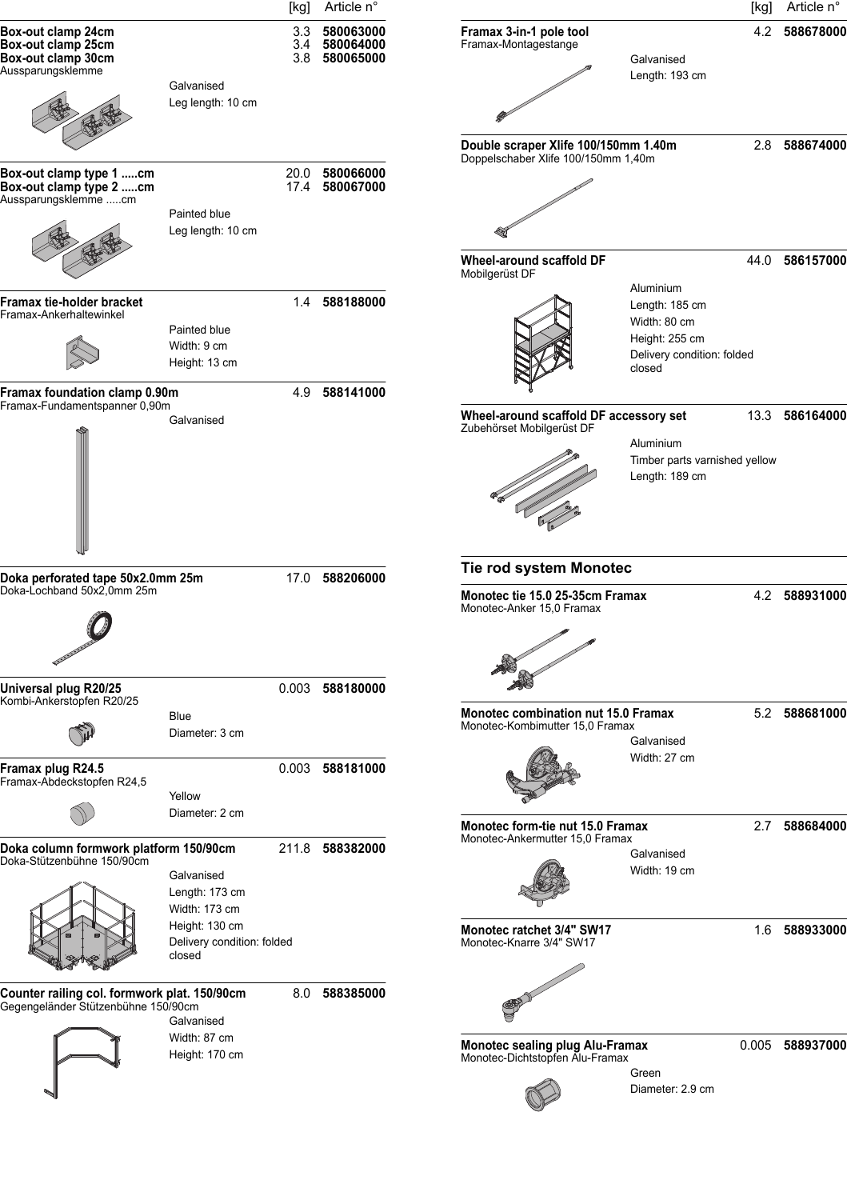| | [kg] | Article n° |
|---|---|---|
| **Box-out clamp 24cm** | 3.3 | **580063000** |
| **Box-out clamp 25cm** | 3.4 | **580064000** |
| **Box-out clamp 30cm** | 3.8 | **580065000** |

Aussparungsklemme

Galvanised
Leg length: 10 cm

| | [kg] | Article n° |
|---|---|---|
| **Box-out clamp type 1 .....cm** | 20.0 | **580066000** |
| **Box-out clamp type 2 .....cm** | 17.4 | **580067000** |

Aussparungsklemme .....cm

Painted blue
Leg length: 10 cm

**Framax tie-holder bracket** — 1.4 — **588188000**
Framax-Ankerhaltewinkel

Painted blue
Width: 9 cm
Height: 13 cm

**Framax foundation clamp 0.90m** — 4.9 — **588141000**
Framax-Fundamentspanner 0,90m

Galvanised

**Doka perforated tape 50x2.0mm 25m** — 17.0 — **588206000**
Doka-Lochband 50x2,0mm 25m

**Universal plug R20/25** — 0.003 — **588180000**
Kombi-Ankerstopfen R20/25

Blue
Diameter: 3 cm

**Framax plug R24.5** — 0.003 — **588181000**
Framax-Abdeckstopfen R24,5

Yellow
Diameter: 2 cm

**Doka column formwork platform 150/90cm** — 211.8 — **588382000**
Doka-Stützenbühne 150/90cm

Galvanised
Length: 173 cm
Width: 173 cm
Height: 130 cm
Delivery condition: folded closed

**Counter railing col. formwork plat. 150/90cm** — 8.0 — **588385000**
Gegengeländer Stützenbühne 150/90cm

Galvanised
Width: 87 cm
Height: 170 cm

**Framax 3-in-1 pole tool** — 4.2 — **588678000**
Framax-Montagestange

Galvanised
Length: 193 cm

**Double scraper Xlife 100/150mm 1.40m** — 2.8 — **588674000**
Doppelschaber Xlife 100/150mm 1,40m

**Wheel-around scaffold DF** — 44.0 — **586157000**
Mobilgerüst DF

Aluminium
Length: 185 cm
Width: 80 cm
Height: 255 cm
Delivery condition: folded closed

**Wheel-around scaffold DF accessory set** — 13.3 — **586164000**
Zubehörset Mobilgerüst DF

Aluminium
Timber parts varnished yellow
Length: 189 cm

## Tie rod system Monotec

**Monotec tie 15.0 25-35cm Framax** — 4.2 — **588931000**
Monotec-Anker 15,0 Framax

**Monotec combination nut 15.0 Framax** — 5.2 — **588681000**
Monotec-Kombimutter 15,0 Framax

Galvanised
Width: 27 cm

**Monotec form-tie nut 15.0 Framax** — 2.7 — **588684000**
Monotec-Ankermutter 15,0 Framax

Galvanised
Width: 19 cm

**Monotec ratchet 3/4" SW17** — 1.6 — **588933000**
Monotec-Knarre 3/4" SW17

**Monotec sealing plug Alu-Framax** — 0.005 — **588937000**
Monotec-Dichtstopfen Alu-Framax

Green
Diameter: 2.9 cm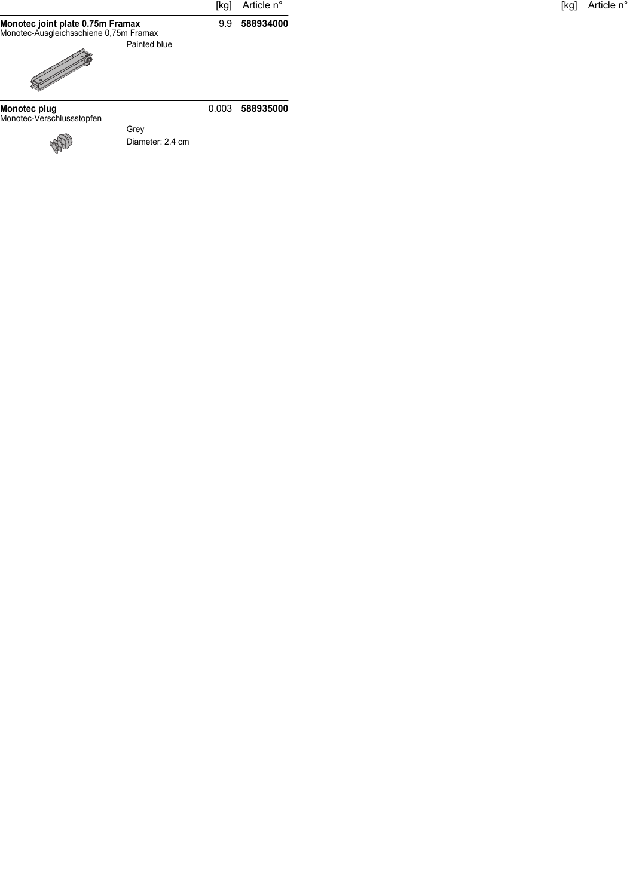| | | [kg] | Article n° |
|---|---|---|---|
| **Monotec joint plate 0.75m Framax**<br>Monotec-Ausgleichsschiene 0,75m Framax | Painted blue | 9.9 | **588934000** |
| **Monotec plug**<br>Monotec-Verschlussstopfen | Grey<br>Diameter: 2.4 cm | 0.003 | **588935000** |